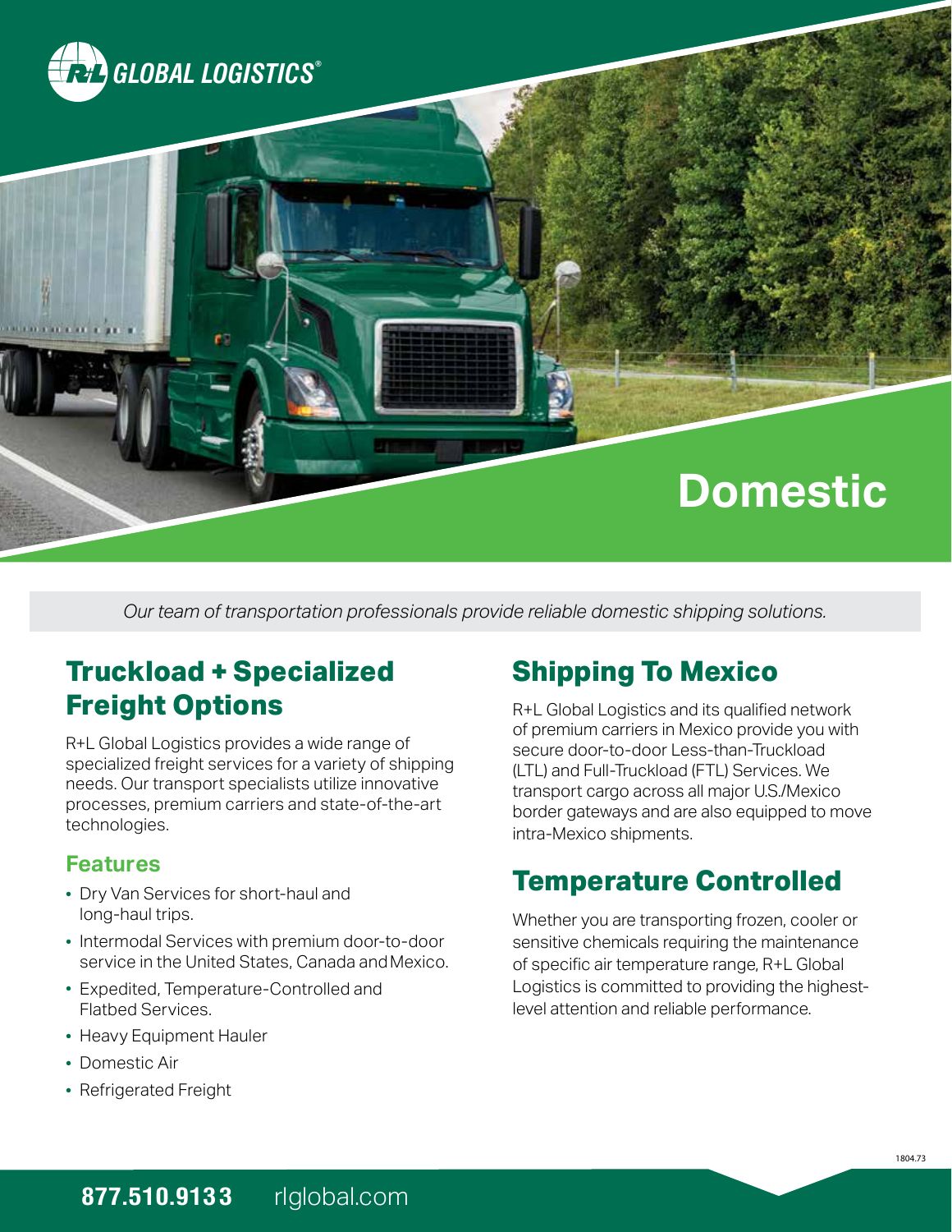R+L GLOBAL LOGISTICS®

# Domestic

*Our team of transportation professionals provide reliable domestic shipping solutions.*

## Truckload + Specialized Freight Options

R+L Global Logistics provides a wide range of specialized freight services for a variety of shipping needs. Our transport specialists utilize innovative processes, premium carriers and state-of-the-art technologies.

### Features

- Dry Van Services for short-haul and long-haul trips.
- Intermodal Services with premium door-to-door service in the United States, Canada and Mexico.
- Expedited, Temperature-Controlled and Flatbed Services.
- Heavy Equipment Hauler
- Domestic Air
- Refrigerated Freight

## Shipping To Mexico

R+L Global Logistics and its qualified network of premium carriers in Mexico provide you with secure door-to-door Less-than-Truckload (LTL) and Full-Truckload (FTL) Services. We transport cargo across all major U.S./Mexico border gateways and are also equipped to move intra-Mexico shipments.

## Temperature Controlled

Whether you are transporting frozen, cooler or sensitive chemicals requiring the maintenance of specific air temperature range, R+L Global Logistics is committed to providing the highest-level attention and reliable performance.

1804.73

**877.510.9133** rlglobal.com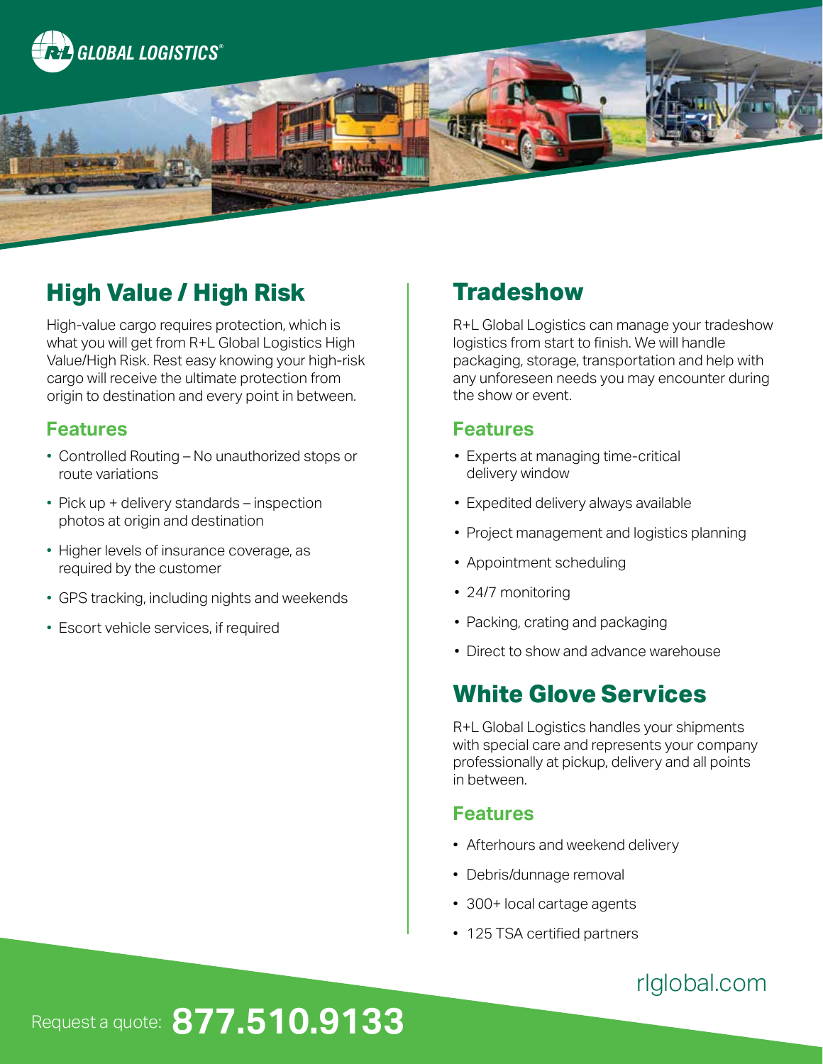R+L GLOBAL LOGISTICS®

## High Value / High Risk

High-value cargo requires protection, which is what you will get from R+L Global Logistics High Value/High Risk. Rest easy knowing your high-risk cargo will receive the ultimate protection from origin to destination and every point in between.

### Features

- Controlled Routing – No unauthorized stops or route variations
- Pick up + delivery standards – inspection photos at origin and destination
- Higher levels of insurance coverage, as required by the customer
- GPS tracking, including nights and weekends
- Escort vehicle services, if required

## Tradeshow

R+L Global Logistics can manage your tradeshow logistics from start to finish. We will handle packaging, storage, transportation and help with any unforeseen needs you may encounter during the show or event.

### Features

- Experts at managing time-critical delivery window
- Expedited delivery always available
- Project management and logistics planning
- Appointment scheduling
- 24/7 monitoring
- Packing, crating and packaging
- Direct to show and advance warehouse

## White Glove Services

R+L Global Logistics handles your shipments with special care and represents your company professionally at pickup, delivery and all points in between.

### Features

- Afterhours and weekend delivery
- Debris/dunnage removal
- 300+ local cartage agents
- 125 TSA certified partners

rlglobal.com

Request a quote: **877.510.9133**